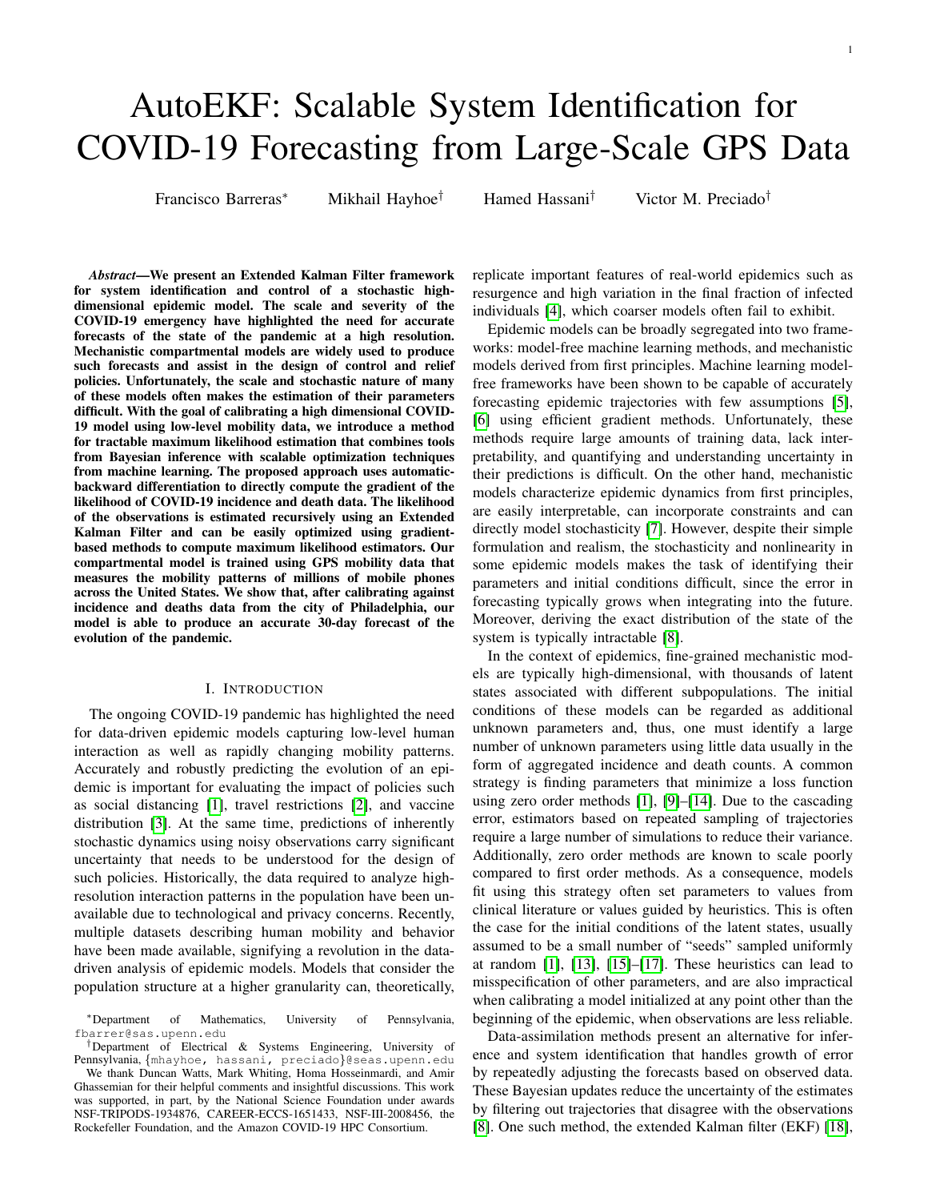# AutoEKF: Scalable System Identification for COVID-19 Forecasting from Large-Scale GPS Data

Francisco Barreras* Mikhail Hayhoe† Hamed Hassani† Victor M. Preciado†

***Abstract*—We present an Extended Kalman Filter framework for system identification and control of a stochastic high-dimensional epidemic model. The scale and severity of the COVID-19 emergency have highlighted the need for accurate forecasts of the state of the pandemic at a high resolution. Mechanistic compartmental models are widely used to produce such forecasts and assist in the design of control and relief policies. Unfortunately, the scale and stochastic nature of many of these models often makes the estimation of their parameters difficult. With the goal of calibrating a high dimensional COVID-19 model using low-level mobility data, we introduce a method for tractable maximum likelihood estimation that combines tools from Bayesian inference with scalable optimization techniques from machine learning. The proposed approach uses automatic-backward differentiation to directly compute the gradient of the likelihood of COVID-19 incidence and death data. The likelihood of the observations is estimated recursively using an Extended Kalman Filter and can be easily optimized using gradient-based methods to compute maximum likelihood estimators. Our compartmental model is trained using GPS mobility data that measures the mobility patterns of millions of mobile phones across the United States. We show that, after calibrating against incidence and deaths data from the city of Philadelphia, our model is able to produce an accurate 30-day forecast of the evolution of the pandemic.**

## I. Introduction

The ongoing COVID-19 pandemic has highlighted the need for data-driven epidemic models capturing low-level human interaction as well as rapidly changing mobility patterns. Accurately and robustly predicting the evolution of an epidemic is important for evaluating the impact of policies such as social distancing [1], travel restrictions [2], and vaccine distribution [3]. At the same time, predictions of inherently stochastic dynamics using noisy observations carry significant uncertainty that needs to be understood for the design of such policies. Historically, the data required to analyze high-resolution interaction patterns in the population have been unavailable due to technological and privacy concerns. Recently, multiple datasets describing human mobility and behavior have been made available, signifying a revolution in the data-driven analysis of epidemic models. Models that consider the population structure at a higher granularity can, theoretically, replicate important features of real-world epidemics such as resurgence and high variation in the final fraction of infected individuals [4], which coarser models often fail to exhibit.

Epidemic models can be broadly segregated into two frameworks: model-free machine learning methods, and mechanistic models derived from first principles. Machine learning model-free frameworks have been shown to be capable of accurately forecasting epidemic trajectories with few assumptions [5], [6] using efficient gradient methods. Unfortunately, these methods require large amounts of training data, lack interpretability, and quantifying and understanding uncertainty in their predictions is difficult. On the other hand, mechanistic models characterize epidemic dynamics from first principles, are easily interpretable, can incorporate constraints and can directly model stochasticity [7]. However, despite their simple formulation and realism, the stochasticity and nonlinearity in some epidemic models makes the task of identifying their parameters and initial conditions difficult, since the error in forecasting typically grows when integrating into the future. Moreover, deriving the exact distribution of the state of the system is typically intractable [8].

In the context of epidemics, fine-grained mechanistic models are typically high-dimensional, with thousands of latent states associated with different subpopulations. The initial conditions of these models can be regarded as additional unknown parameters and, thus, one must identify a large number of unknown parameters using little data usually in the form of aggregated incidence and death counts. A common strategy is finding parameters that minimize a loss function using zero order methods [1], [9]–[14]. Due to the cascading error, estimators based on repeated sampling of trajectories require a large number of simulations to reduce their variance. Additionally, zero order methods are known to scale poorly compared to first order methods. As a consequence, models fit using this strategy often set parameters to values from clinical literature or values guided by heuristics. This is often the case for the initial conditions of the latent states, usually assumed to be a small number of "seeds" sampled uniformly at random [1], [13], [15]–[17]. These heuristics can lead to misspecification of other parameters, and are also impractical when calibrating a model initialized at any point other than the beginning of the epidemic, when observations are less reliable.

Data-assimilation methods present an alternative for inference and system identification that handles growth of error by repeatedly adjusting the forecasts based on observed data. These Bayesian updates reduce the uncertainty of the estimates by filtering out trajectories that disagree with the observations [8]. One such method, the extended Kalman filter (EKF) [18],

---

*Department of Mathematics, University of Pennsylvania, fbarrer@sas.upenn.edu

†Department of Electrical & Systems Engineering, University of Pennsylvania, {mhayhoe, hassani, preciado}@seas.upenn.edu

We thank Duncan Watts, Mark Whiting, Homa Hosseinmardi, and Amir Ghassemian for their helpful comments and insightful discussions. This work was supported, in part, by the National Science Foundation under awards NSF-TRIPODS-1934876, CAREER-ECCS-1651433, NSF-III-2008456, the Rockefeller Foundation, and the Amazon COVID-19 HPC Consortium.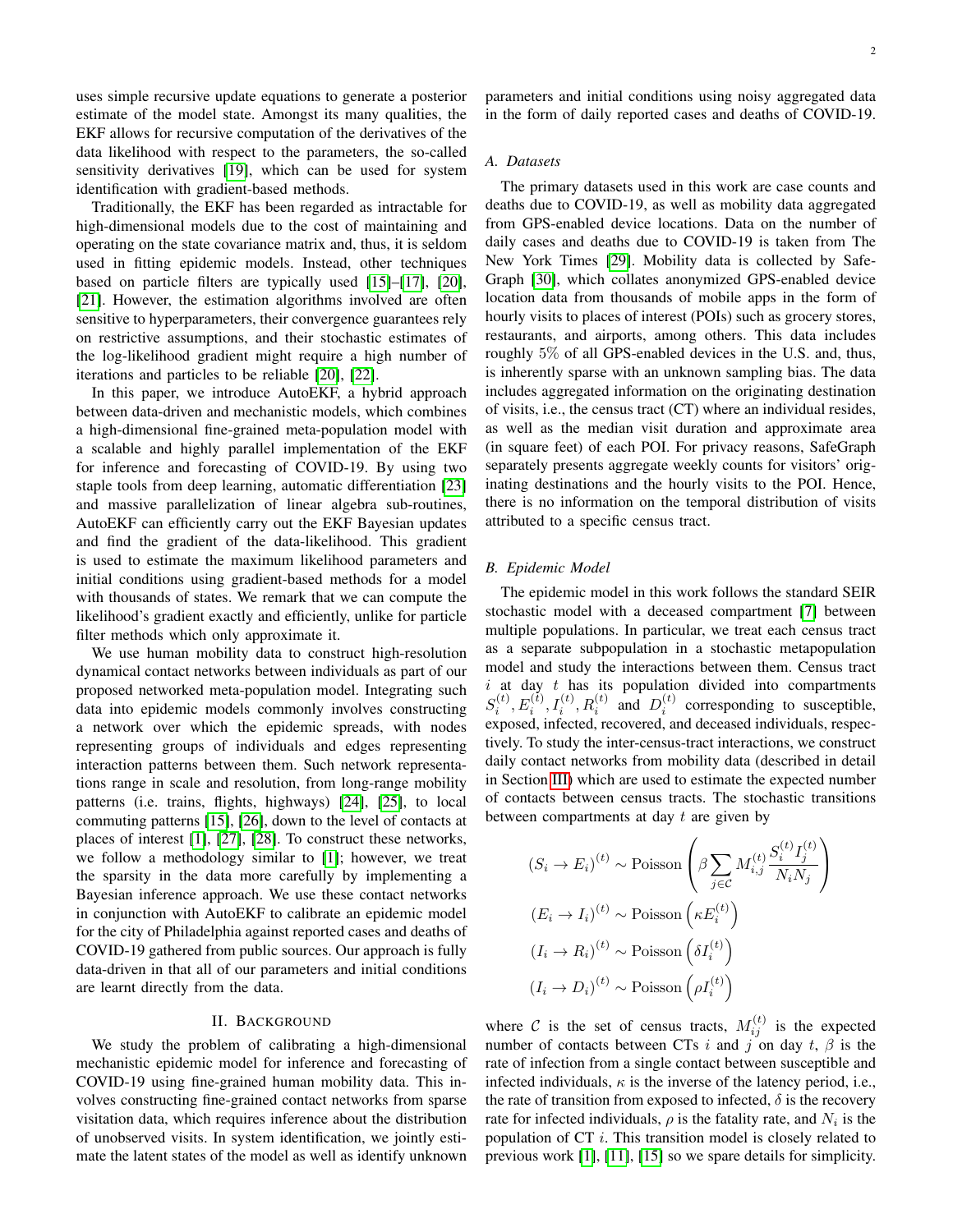uses simple recursive update equations to generate a posterior estimate of the model state. Amongst its many qualities, the EKF allows for recursive computation of the derivatives of the data likelihood with respect to the parameters, the so-called sensitivity derivatives [19], which can be used for system identification with gradient-based methods.

Traditionally, the EKF has been regarded as intractable for high-dimensional models due to the cost of maintaining and operating on the state covariance matrix and, thus, it is seldom used in fitting epidemic models. Instead, other techniques based on particle filters are typically used [15]–[17], [20], [21]. However, the estimation algorithms involved are often sensitive to hyperparameters, their convergence guarantees rely on restrictive assumptions, and their stochastic estimates of the log-likelihood gradient might require a high number of iterations and particles to be reliable [20], [22].

In this paper, we introduce AutoEKF, a hybrid approach between data-driven and mechanistic models, which combines a high-dimensional fine-grained meta-population model with a scalable and highly parallel implementation of the EKF for inference and forecasting of COVID-19. By using two staple tools from deep learning, automatic differentiation [23] and massive parallelization of linear algebra sub-routines, AutoEKF can efficiently carry out the EKF Bayesian updates and find the gradient of the data-likelihood. This gradient is used to estimate the maximum likelihood parameters and initial conditions using gradient-based methods for a model with thousands of states. We remark that we can compute the likelihood's gradient exactly and efficiently, unlike for particle filter methods which only approximate it.

We use human mobility data to construct high-resolution dynamical contact networks between individuals as part of our proposed networked meta-population model. Integrating such data into epidemic models commonly involves constructing a network over which the epidemic spreads, with nodes representing groups of individuals and edges representing interaction patterns between them. Such network representations range in scale and resolution, from long-range mobility patterns (i.e. trains, flights, highways) [24], [25], to local commuting patterns [15], [26], down to the level of contacts at places of interest [1], [27], [28]. To construct these networks, we follow a methodology similar to [1]; however, we treat the sparsity in the data more carefully by implementing a Bayesian inference approach. We use these contact networks in conjunction with AutoEKF to calibrate an epidemic model for the city of Philadelphia against reported cases and deaths of COVID-19 gathered from public sources. Our approach is fully data-driven in that all of our parameters and initial conditions are learnt directly from the data.

## II. Background

We study the problem of calibrating a high-dimensional mechanistic epidemic model for inference and forecasting of COVID-19 using fine-grained human mobility data. This involves constructing fine-grained contact networks from sparse visitation data, which requires inference about the distribution of unobserved visits. In system identification, we jointly estimate the latent states of the model as well as identify unknown parameters and initial conditions using noisy aggregated data in the form of daily reported cases and deaths of COVID-19.

### A. Datasets

The primary datasets used in this work are case counts and deaths due to COVID-19, as well as mobility data aggregated from GPS-enabled device locations. Data on the number of daily cases and deaths due to COVID-19 is taken from The New York Times [29]. Mobility data is collected by SafeGraph [30], which collates anonymized GPS-enabled device location data from thousands of mobile apps in the form of hourly visits to places of interest (POIs) such as grocery stores, restaurants, and airports, among others. This data includes roughly 5% of all GPS-enabled devices in the U.S. and, thus, is inherently sparse with an unknown sampling bias. The data includes aggregated information on the originating destination of visits, i.e., the census tract (CT) where an individual resides, as well as the median visit duration and approximate area (in square feet) of each POI. For privacy reasons, SafeGraph separately presents aggregate weekly counts for visitors' originating destinations and the hourly visits to the POI. Hence, there is no information on the temporal distribution of visits attributed to a specific census tract.

### B. Epidemic Model

The epidemic model in this work follows the standard SEIR stochastic model with a deceased compartment [7] between multiple populations. In particular, we treat each census tract as a separate subpopulation in a stochastic metapopulation model and study the interactions between them. Census tract $i$ at day $t$ has its population divided into compartments $S_i^{(t)}, E_i^{(t)}, I_i^{(t)}, R_i^{(t)}$ and $D_i^{(t)}$ corresponding to susceptible, exposed, infected, recovered, and deceased individuals, respectively. To study the inter-census-tract interactions, we construct daily contact networks from mobility data (described in detail in Section III) which are used to estimate the expected number of contacts between census tracts. The stochastic transitions between compartments at day $t$ are given by

$$
\begin{aligned}
(S_i \to E_i)^{(t)} &\sim \text{Poisson}\left(\beta \sum_{j \in \mathcal{C}} M_{i,j}^{(t)} \frac{S_i^{(t)} I_j^{(t)}}{N_i N_j}\right) \\
(E_i \to I_i)^{(t)} &\sim \text{Poisson}\left(\kappa E_i^{(t)}\right) \\
(I_i \to R_i)^{(t)} &\sim \text{Poisson}\left(\delta I_i^{(t)}\right) \\
(I_i \to D_i)^{(t)} &\sim \text{Poisson}\left(\rho I_i^{(t)}\right)
\end{aligned}
$$

where $\mathcal{C}$ is the set of census tracts, $M_{ij}^{(t)}$ is the expected number of contacts between CTs $i$ and $j$ on day $t$, $\beta$ is the rate of infection from a single contact between susceptible and infected individuals, $\kappa$ is the inverse of the latency period, i.e., the rate of transition from exposed to infected, $\delta$ is the recovery rate for infected individuals, $\rho$ is the fatality rate, and $N_i$ is the population of CT $i$. This transition model is closely related to previous work [1], [11], [15] so we spare details for simplicity.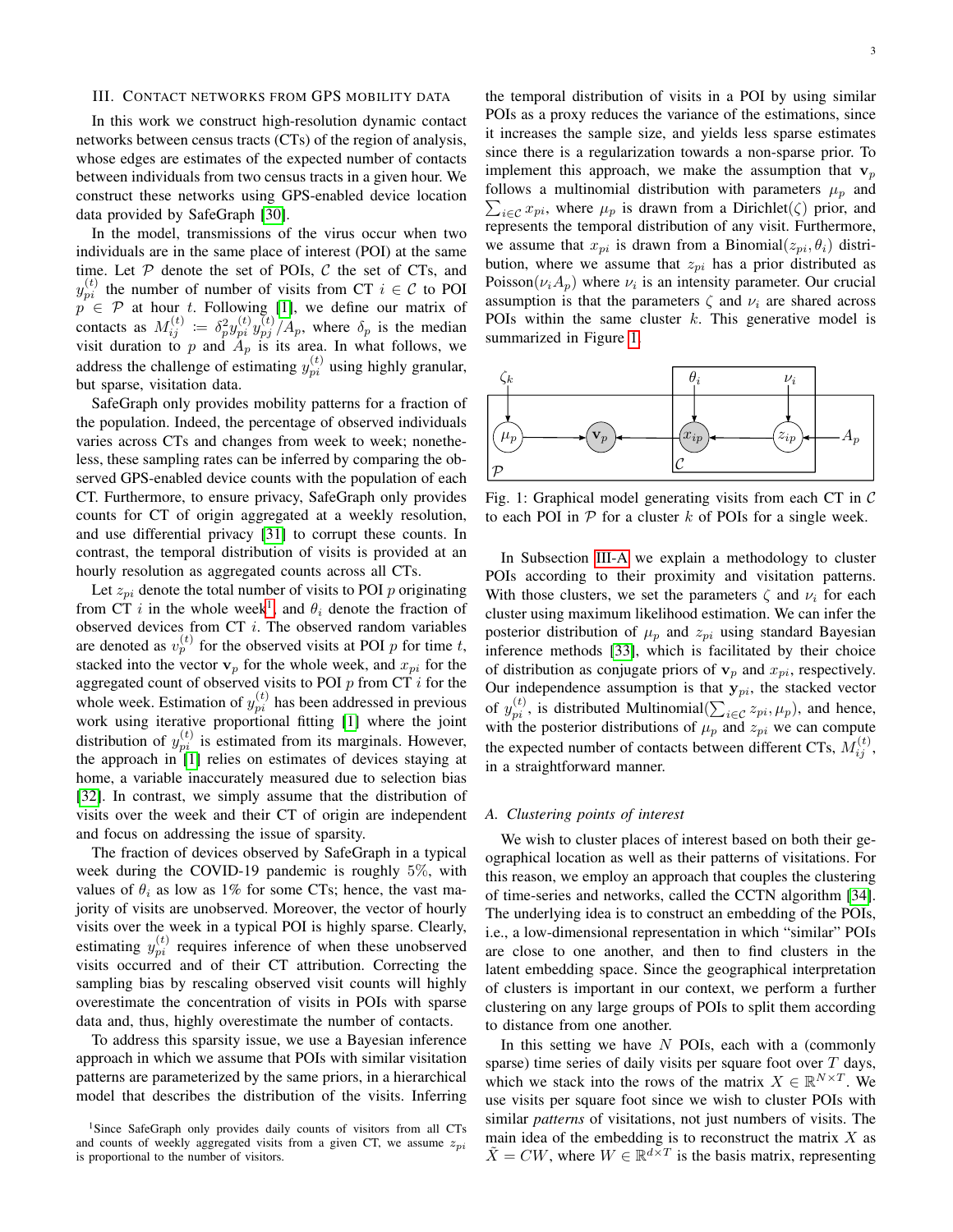## III. Contact networks from GPS mobility data

In this work we construct high-resolution dynamic contact networks between census tracts (CTs) of the region of analysis, whose edges are estimates of the expected number of contacts between individuals from two census tracts in a given hour. We construct these networks using GPS-enabled device location data provided by SafeGraph [30].

In the model, transmissions of the virus occur when two individuals are in the same place of interest (POI) at the same time. Let $\mathcal{P}$ denote the set of POIs, $\mathcal{C}$ the set of CTs, and $y_{pi}^{(t)}$ the number of number of visits from CT $i \in \mathcal{C}$ to POI $p \in \mathcal{P}$ at hour $t$. Following [1], we define our matrix of contacts as $M_{ij}^{(t)} := \delta_p^2 y_{pi}^{(t)} y_{pj}^{(t)} / A_p$, where $\delta_p$ is the median visit duration to $p$ and $A_p$ is its area. In what follows, we address the challenge of estimating $y_{pi}^{(t)}$ using highly granular, but sparse, visitation data.

SafeGraph only provides mobility patterns for a fraction of the population. Indeed, the percentage of observed individuals varies across CTs and changes from week to week; nonetheless, these sampling rates can be inferred by comparing the observed GPS-enabled device counts with the population of each CT. Furthermore, to ensure privacy, SafeGraph only provides counts for CT of origin aggregated at a weekly resolution, and use differential privacy [31] to corrupt these counts. In contrast, the temporal distribution of visits is provided at an hourly resolution as aggregated counts across all CTs.

Let $z_{pi}$ denote the total number of visits to POI $p$ originating from CT $i$ in the whole week[1] and $\theta_i$ denote the fraction of observed devices from CT $i$. The observed random variables are denoted as $v_p^{(t)}$ for the observed visits at POI $p$ for time $t$, stacked into the vector $\mathbf{v}_p$ for the whole week, and $x_{pi}$ for the aggregated count of observed visits to POI $p$ from CT $i$ for the whole week. Estimation of $y_{pi}^{(t)}$ has been addressed in previous work using iterative proportional fitting [1] where the joint distribution of $y_{pi}^{(t)}$ is estimated from its marginals. However, the approach in [1] relies on estimates of devices staying at home, a variable inaccurately measured due to selection bias [32]. In contrast, we simply assume that the distribution of visits over the week and their CT of origin are independent and focus on addressing the issue of sparsity.

The fraction of devices observed by SafeGraph in a typical week during the COVID-19 pandemic is roughly 5%, with values of $\theta_i$ as low as 1% for some CTs; hence, the vast majority of visits are unobserved. Moreover, the vector of hourly visits over the week in a typical POI is highly sparse. Clearly, estimating $y_{pi}^{(t)}$ requires inference of when these unobserved visits occurred and of their CT attribution. Correcting the sampling bias by rescaling observed visit counts will highly overestimate the concentration of visits in POIs with sparse data and, thus, highly overestimate the number of contacts.

To address this sparsity issue, we use a Bayesian inference approach in which we assume that POIs with similar visitation patterns are parameterized by the same priors, in a hierarchical model that describes the distribution of the visits. Inferring the temporal distribution of visits in a POI by using similar POIs as a proxy reduces the variance of the estimations, since it increases the sample size, and yields less sparse estimates since there is a regularization towards a non-sparse prior. To implement this approach, we make the assumption that $\mathbf{v}_p$ follows a multinomial distribution with parameters $\mu_p$ and $\sum_{i \in \mathcal{C}} x_{pi}$, where $\mu_p$ is drawn from a Dirichlet($\zeta$) prior, and represents the temporal distribution of any visit. Furthermore, we assume that $x_{pi}$ is drawn from a Binomial($z_{pi}, \theta_i$) distribution, where we assume that $z_{pi}$ has a prior distributed as Poisson($\nu_i A_p$) where $\nu_i$ is an intensity parameter. Our crucial assumption is that the parameters $\zeta$ and $\nu_i$ are shared across POIs within the same cluster $k$. This generative model is summarized in Figure 1.

Fig. 1: Graphical model generating visits from each CT in $\mathcal{C}$ to each POI in $\mathcal{P}$ for a cluster $k$ of POIs for a single week.

In Subsection III-A we explain a methodology to cluster POIs according to their proximity and visitation patterns. With those clusters, we set the parameters $\zeta$ and $\nu_i$ for each cluster using maximum likelihood estimation. We can infer the posterior distribution of $\mu_p$ and $z_{pi}$ using standard Bayesian inference methods [33], which is facilitated by their choice of distribution as conjugate priors of $\mathbf{v}_p$ and $x_{pi}$, respectively. Our independence assumption is that $\mathbf{y}_{pi}$, the stacked vector of $y_{pi}^{(t)}$, is distributed Multinomial($\sum_{i \in \mathcal{C}} z_{pi}, \mu_p$), and hence, with the posterior distributions of $\mu_p$ and $z_{pi}$ we can compute the expected number of contacts between different CTs, $M_{ij}^{(t)}$, in a straightforward manner.

### A. Clustering points of interest

We wish to cluster places of interest based on both their geographical location as well as their patterns of visitations. For this reason, we employ an approach that couples the clustering of time-series and networks, called the CCTN algorithm [34]. The underlying idea is to construct an embedding of the POIs, i.e., a low-dimensional representation in which "similar" POIs are close to one another, and then to find clusters in the latent embedding space. Since the geographical interpretation of clusters is important in our context, we perform a further clustering on any large groups of POIs to split them according to distance from one another.

In this setting we have $N$ POIs, each with a (commonly sparse) time series of daily visits per square foot over $T$ days, which we stack into the rows of the matrix $X \in \mathbb{R}^{N \times T}$. We use visits per square foot since we wish to cluster POIs with similar *patterns* of visitations, not just numbers of visits. The main idea of the embedding is to reconstruct the matrix $X$ as $\tilde{X} = CW$, where $W \in \mathbb{R}^{d \times T}$ is the basis matrix, representing

[1]Since SafeGraph only provides daily counts of visitors from all CTs and counts of weekly aggregated visits from a given CT, we assume $z_{pi}$ is proportional to the number of visitors.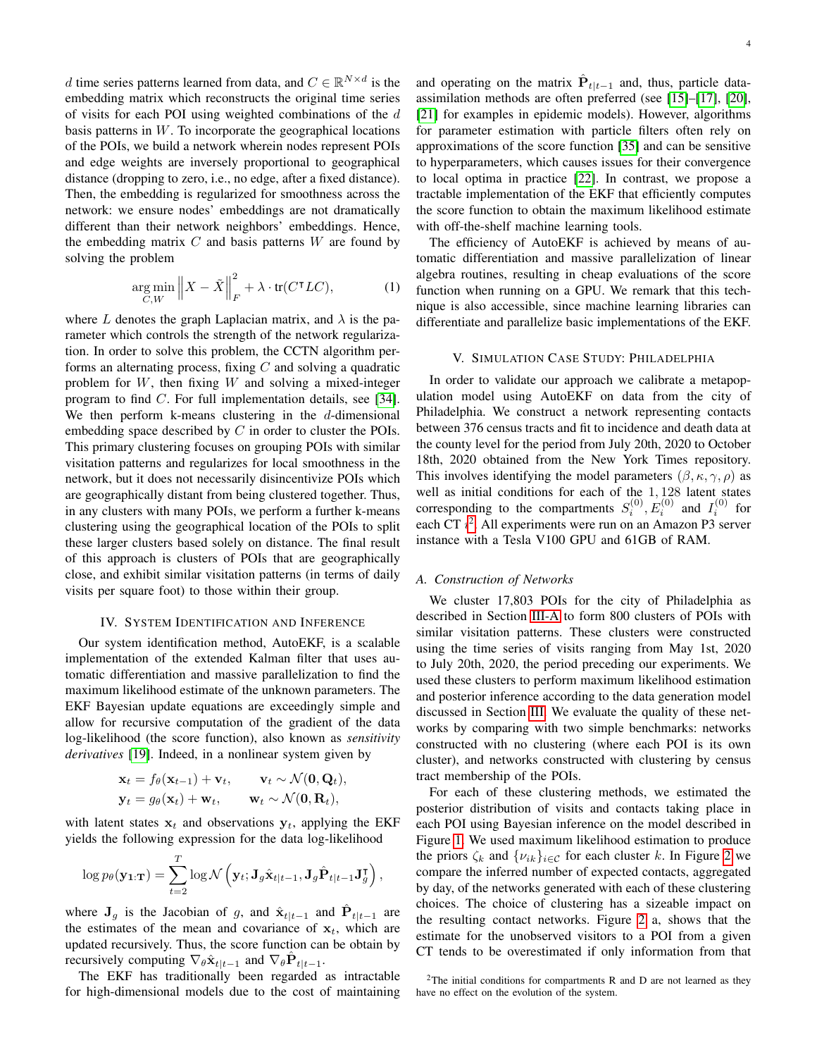$d$ time series patterns learned from data, and $C \in \mathbb{R}^{N \times d}$ is the embedding matrix which reconstructs the original time series of visits for each POI using weighted combinations of the $d$ basis patterns in $W$. To incorporate the geographical locations of the POIs, we build a network wherein nodes represent POIs and edge weights are inversely proportional to geographical distance (dropping to zero, i.e., no edge, after a fixed distance). Then, the embedding is regularized for smoothness across the network: we ensure nodes' embeddings are not dramatically different than their network neighbors' embeddings. Hence, the embedding matrix $C$ and basis patterns $W$ are found by solving the problem

$$\underset{C,W}{\arg\min} \left\| X - \tilde{X} \right\|_F^2 + \lambda \cdot \mathrm{tr}(C^\intercal L C), \tag{1}$$

where $L$ denotes the graph Laplacian matrix, and $\lambda$ is the parameter which controls the strength of the network regularization. In order to solve this problem, the CCTN algorithm performs an alternating process, fixing $C$ and solving a quadratic problem for $W$, then fixing $W$ and solving a mixed-integer program to find $C$. For full implementation details, see [34]. We then perform k-means clustering in the $d$-dimensional embedding space described by $C$ in order to cluster the POIs. This primary clustering focuses on grouping POIs with similar visitation patterns and regularizes for local smoothness in the network, but it does not necessarily disincentivize POIs which are geographically distant from being clustered together. Thus, in any clusters with many POIs, we perform a further k-means clustering using the geographical location of the POIs to split these larger clusters based solely on distance. The final result of this approach is clusters of POIs that are geographically close, and exhibit similar visitation patterns (in terms of daily visits per square foot) to those within their group.

## IV. System Identification and Inference

Our system identification method, AutoEKF, is a scalable implementation of the extended Kalman filter that uses automatic differentiation and massive parallelization to find the maximum likelihood estimate of the unknown parameters. The EKF Bayesian update equations are exceedingly simple and allow for recursive computation of the gradient of the data log-likelihood (the score function), also known as *sensitivity derivatives* [19]. Indeed, in a nonlinear system given by

$$\begin{aligned}
\mathbf{x}_t &= f_\theta(\mathbf{x}_{t-1}) + \mathbf{v}_t, \qquad \mathbf{v}_t \sim \mathcal{N}(\mathbf{0}, \mathbf{Q}_t), \\
\mathbf{y}_t &= g_\theta(\mathbf{x}_t) + \mathbf{w}_t, \qquad \mathbf{w}_t \sim \mathcal{N}(\mathbf{0}, \mathbf{R}_t),
\end{aligned}$$

with latent states $\mathbf{x}_t$ and observations $\mathbf{y}_t$, applying the EKF yields the following expression for the data log-likelihood

$$\log p_\theta(\mathbf{y}_{\mathbf{1}:\mathbf{T}}) = \sum_{t=2}^{T} \log \mathcal{N}\left(\mathbf{y}_t; \mathbf{J}_g \hat{\mathbf{x}}_{t|t-1}, \mathbf{J}_g \hat{\mathbf{P}}_{t|t-1} \mathbf{J}_g^\intercal\right),$$

where $\mathbf{J}_g$ is the Jacobian of $g$, and $\hat{\mathbf{x}}_{t|t-1}$ and $\hat{\mathbf{P}}_{t|t-1}$ are the estimates of the mean and covariance of $\mathbf{x}_t$, which are updated recursively. Thus, the score function can be obtain by recursively computing $\nabla_\theta \hat{\mathbf{x}}_{t|t-1}$ and $\nabla_\theta \hat{\mathbf{P}}_{t|t-1}$.

The EKF has traditionally been regarded as intractable for high-dimensional models due to the cost of maintaining and operating on the matrix $\hat{\mathbf{P}}_{t|t-1}$ and, thus, particle data-assimilation methods are often preferred (see [15]–[17], [20], [21] for examples in epidemic models). However, algorithms for parameter estimation with particle filters often rely on approximations of the score function [35] and can be sensitive to hyperparameters, which causes issues for their convergence to local optima in practice [22]. In contrast, we propose a tractable implementation of the EKF that efficiently computes the score function to obtain the maximum likelihood estimate with off-the-shelf machine learning tools.

The efficiency of AutoEKF is achieved by means of automatic differentiation and massive parallelization of linear algebra routines, resulting in cheap evaluations of the score function when running on a GPU. We remark that this technique is also accessible, since machine learning libraries can differentiate and parallelize basic implementations of the EKF.

## V. Simulation Case Study: Philadelphia

In order to validate our approach we calibrate a metapopulation model using AutoEKF on data from the city of Philadelphia. We construct a network representing contacts between 376 census tracts and fit to incidence and death data at the county level for the period from July 20th, 2020 to October 18th, 2020 obtained from the New York Times repository. This involves identifying the model parameters $(\beta, \kappa, \gamma, \rho)$ as well as initial conditions for each of the 1,128 latent states corresponding to the compartments $S_i^{(0)}, E_i^{(0)}$ and $I_i^{(0)}$ for each CT $i$[2]. All experiments were run on an Amazon P3 server instance with a Tesla V100 GPU and 61GB of RAM.

### A. Construction of Networks

We cluster 17,803 POIs for the city of Philadelphia as described in Section III-A to form 800 clusters of POIs with similar visitation patterns. These clusters were constructed using the time series of visits ranging from May 1st, 2020 to July 20th, 2020, the period preceding our experiments. We used these clusters to perform maximum likelihood estimation and posterior inference according to the data generation model discussed in Section III. We evaluate the quality of these networks by comparing with two simple benchmarks: networks constructed with no clustering (where each POI is its own cluster), and networks constructed with clustering by census tract membership of the POIs.

For each of these clustering methods, we estimated the posterior distribution of visits and contacts taking place in each POI using Bayesian inference on the model described in Figure 1. We used maximum likelihood estimation to produce the priors $\zeta_k$ and $\{\nu_{ik}\}_{i \in \mathcal{C}}$ for each cluster $k$. In Figure 2 we compare the inferred number of expected contacts, aggregated by day, of the networks generated with each of these clustering choices. The choice of clustering has a sizeable impact on the resulting contact networks. Figure 2 a, shows that the estimate for the unobserved visitors to a POI from a given CT tends to be overestimated if only information from that

[2] The initial conditions for compartments R and D are not learned as they have no effect on the evolution of the system.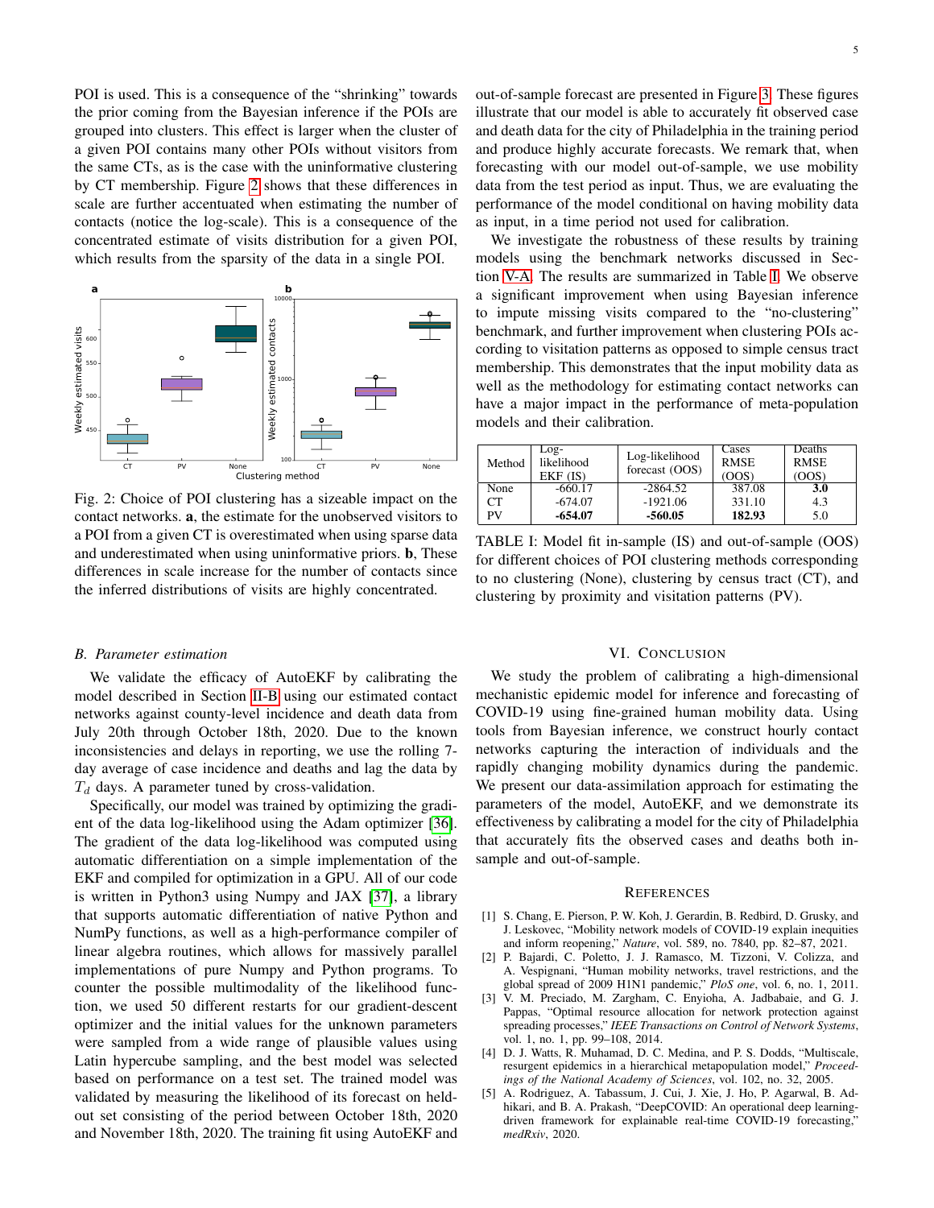POI is used. This is a consequence of the "shrinking" towards the prior coming from the Bayesian inference if the POIs are grouped into clusters. This effect is larger when the cluster of a given POI contains many other POIs without visitors from the same CTs, as is the case with the uninformative clustering by CT membership. Figure 2 shows that these differences in scale are further accentuated when estimating the number of contacts (notice the log-scale). This is a consequence of the concentrated estimate of visits distribution for a given POI, which results from the sparsity of the data in a single POI.

Fig. 2: Choice of POI clustering has a sizeable impact on the contact networks. **a**, the estimate for the unobserved visitors to a POI from a given CT is overestimated when using sparse data and underestimated when using uninformative priors. **b**, These differences in scale increase for the number of contacts since the inferred distributions of visits are highly concentrated.

### *B. Parameter estimation*

We validate the efficacy of AutoEKF by calibrating the model described in Section II-B using our estimated contact networks against county-level incidence and death data from July 20th through October 18th, 2020. Due to the known inconsistencies and delays in reporting, we use the rolling 7-day average of case incidence and deaths and lag the data by $T_d$ days. A parameter tuned by cross-validation.

Specifically, our model was trained by optimizing the gradient of the data log-likelihood using the Adam optimizer [36]. The gradient of the data log-likelihood was computed using automatic differentiation on a simple implementation of the EKF and compiled for optimization in a GPU. All of our code is written in Python3 using Numpy and JAX [37], a library that supports automatic differentiation of native Python and NumPy functions, as well as a high-performance compiler of linear algebra routines, which allows for massively parallel implementations of pure Numpy and Python programs. To counter the possible multimodality of the likelihood function, we used 50 different restarts for our gradient-descent optimizer and the initial values for the unknown parameters were sampled from a wide range of plausible values using Latin hypercube sampling, and the best model was selected based on performance on a test set. The trained model was validated by measuring the likelihood of its forecast on held-out set consisting of the period between October 18th, 2020 and November 18th, 2020. The training fit using AutoEKF and out-of-sample forecast are presented in Figure 3. These figures illustrate that our model is able to accurately fit observed case and death data for the city of Philadelphia in the training period and produce highly accurate forecasts. We remark that, when forecasting with our model out-of-sample, we use mobility data from the test period as input. Thus, we are evaluating the performance of the model conditional on having mobility data as input, in a time period not used for calibration.

We investigate the robustness of these results by training models using the benchmark networks discussed in Section V-A. The results are summarized in Table I. We observe a significant improvement when using Bayesian inference to impute missing visits compared to the "no-clustering" benchmark, and further improvement when clustering POIs according to visitation patterns as opposed to simple census tract membership. This demonstrates that the input mobility data as well as the methodology for estimating contact networks can have a major impact in the performance of meta-population models and their calibration.

| Method | Log-likelihood EKF (IS) | Log-likelihood forecast (OOS) | Cases RMSE (OOS) | Deaths RMSE (OOS) |
|---|---|---|---|---|
| None | -660.17 | -2864.52 | 387.08 | **3.0** |
| CT | -674.07 | -1921.06 | 331.10 | 4.3 |
| PV | **-654.07** | **-560.05** | **182.93** | 5.0 |

TABLE I: Model fit in-sample (IS) and out-of-sample (OOS) for different choices of POI clustering methods corresponding to no clustering (None), clustering by census tract (CT), and clustering by proximity and visitation patterns (PV).

## VI. Conclusion

We study the problem of calibrating a high-dimensional mechanistic epidemic model for inference and forecasting of COVID-19 using fine-grained human mobility data. Using tools from Bayesian inference, we construct hourly contact networks capturing the interaction of individuals and the rapidly changing mobility dynamics during the pandemic. We present our data-assimilation approach for estimating the parameters of the model, AutoEKF, and we demonstrate its effectiveness by calibrating a model for the city of Philadelphia that accurately fits the observed cases and deaths both in-sample and out-of-sample.

## References

[1] S. Chang, E. Pierson, P. W. Koh, J. Gerardin, B. Redbird, D. Grusky, and J. Leskovec, "Mobility network models of COVID-19 explain inequities and inform reopening," *Nature*, vol. 589, no. 7840, pp. 82–87, 2021.

[2] P. Bajardi, C. Poletto, J. J. Ramasco, M. Tizzoni, V. Colizza, and A. Vespignani, "Human mobility networks, travel restrictions, and the global spread of 2009 H1N1 pandemic," *PloS one*, vol. 6, no. 1, 2011.

[3] V. M. Preciado, M. Zargham, C. Enyioha, A. Jadbabaie, and G. J. Pappas, "Optimal resource allocation for network protection against spreading processes," *IEEE Transactions on Control of Network Systems*, vol. 1, no. 1, pp. 99–108, 2014.

[4] D. J. Watts, R. Muhamad, D. C. Medina, and P. S. Dodds, "Multiscale, resurgent epidemics in a hierarchical metapopulation model," *Proceedings of the National Academy of Sciences*, vol. 102, no. 32, 2005.

[5] A. Rodriguez, A. Tabassum, J. Cui, J. Xie, J. Ho, P. Agarwal, B. Adhikari, and B. A. Prakash, "DeepCOVID: An operational deep learning-driven framework for explainable real-time COVID-19 forecasting," *medRxiv*, 2020.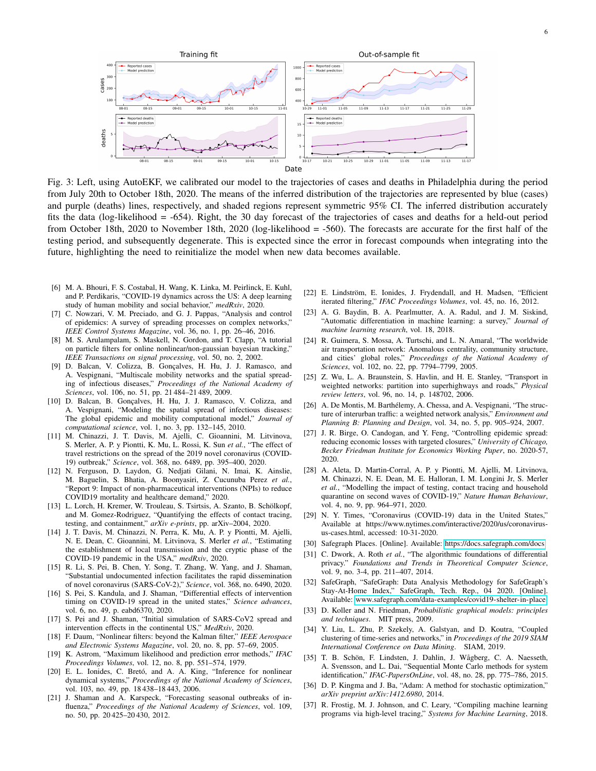Training fit

Out-of-sample fit

cases

400
300
200
100

08-01 08-15 09-01 09-15 10-01 10-15 11-01

Reported cases
Model prediction

1000
800
600
400

10-29 11-01 11-05 11-09 11-13 11-17 11-21 11-25 11-29

deaths

5
0

08-01 08-15 09-01 09-15 10-01 10-15

Reported deaths
Model prediction

15
10
5
0

10-17 10-21 10-25 10-29 11-01 11-05 11-09 11-13 11-17

Date

Fig. 3: Left, using AutoEKF, we calibrated our model to the trajectories of cases and deaths in Philadelphia during the period from July 20th to October 18th, 2020. The means of the inferred distribution of the trajectories are represented by blue (cases) and purple (deaths) lines, respectively, and shaded regions represent symmetric 95% CI. The inferred distribution accurately fits the data (log-likelihood = -654). Right, the 30 day forecast of the trajectories of cases and deaths for a held-out period from October 18th, 2020 to November 18th, 2020 (log-likelihood = -560). The forecasts are accurate for the first half of the testing period, and subsequently degenerate. This is expected since the error in forecast compounds when integrating into the future, highlighting the need to reinitialize the model when new data becomes available.

[6] M. A. Bhouri, F. S. Costabal, H. Wang, K. Linka, M. Peirlinck, E. Kuhl, and P. Perdikaris, "COVID-19 dynamics across the US: A deep learning study of human mobility and social behavior," *medRxiv*, 2020.

[7] C. Nowzari, V. M. Preciado, and G. J. Pappas, "Analysis and control of epidemics: A survey of spreading processes on complex networks," *IEEE Control Systems Magazine*, vol. 36, no. 1, pp. 26–46, 2016.

[8] M. S. Arulampalam, S. Maskell, N. Gordon, and T. Clapp, "A tutorial on particle filters for online nonlinear/non-gaussian bayesian tracking," *IEEE Transactions on signal processing*, vol. 50, no. 2, 2002.

[9] D. Balcan, V. Colizza, B. Gonçalves, H. Hu, J. J. Ramasco, and A. Vespignani, "Multiscale mobility networks and the spatial spreading of infectious diseases," *Proceedings of the National Academy of Sciences*, vol. 106, no. 51, pp. 21 484–21 489, 2009.

[10] D. Balcan, B. Gonçalves, H. Hu, J. J. Ramasco, V. Colizza, and A. Vespignani, "Modeling the spatial spread of infectious diseases: The global epidemic and mobility computational model," *Journal of computational science*, vol. 1, no. 3, pp. 132–145, 2010.

[11] M. Chinazzi, J. T. Davis, M. Ajelli, C. Gioannini, M. Litvinova, S. Merler, A. P. y Piontti, K. Mu, L. Rossi, K. Sun *et al.*, "The effect of travel restrictions on the spread of the 2019 novel coronavirus (COVID-19) outbreak," *Science*, vol. 368, no. 6489, pp. 395–400, 2020.

[12] N. Ferguson, D. Laydon, G. Nedjati Gilani, N. Imai, K. Ainslie, M. Baguelin, S. Bhatia, A. Boonyasiri, Z. Cucunuba Perez *et al.*, "Report 9: Impact of non-pharmaceutical interventions (NPIs) to reduce COVID19 mortality and healthcare demand," 2020.

[13] L. Lorch, H. Kremer, W. Trouleau, S. Tsirtsis, A. Szanto, B. Schölkopf, and M. Gomez-Rodriguez, "Quantifying the effects of contact tracing, testing, and containment," *arXiv e-prints*, pp. arXiv–2004, 2020.

[14] J. T. Davis, M. Chinazzi, N. Perra, K. Mu, A. P. y Piontti, M. Ajelli, N. E. Dean, C. Gioannini, M. Litvinova, S. Merler *et al.*, "Estimating the establishment of local transmission and the cryptic phase of the COVID-19 pandemic in the USA," *medRxiv*, 2020.

[15] R. Li, S. Pei, B. Chen, Y. Song, T. Zhang, W. Yang, and J. Shaman, "Substantial undocumented infection facilitates the rapid dissemination of novel coronavirus (SARS-CoV-2)," *Science*, vol. 368, no. 6490, 2020.

[16] S. Pei, S. Kandula, and J. Shaman, "Differential effects of intervention timing on COVID-19 spread in the united states," *Science advances*, vol. 6, no. 49, p. eabd6370, 2020.

[17] S. Pei and J. Shaman, "Initial simulation of SARS-CoV2 spread and intervention effects in the continental US," *MedRxiv*, 2020.

[18] F. Daum, "Nonlinear filters: beyond the Kalman filter," *IEEE Aerospace and Electronic Systems Magazine*, vol. 20, no. 8, pp. 57–69, 2005.

[19] K. Astrom, "Maximum likelihood and prediction error methods," *IFAC Proceedings Volumes*, vol. 12, no. 8, pp. 551–574, 1979.

[20] E. L. Ionides, C. Bretó, and A. A. King, "Inference for nonlinear dynamical systems," *Proceedings of the National Academy of Sciences*, vol. 103, no. 49, pp. 18 438–18 443, 2006.

[21] J. Shaman and A. Karspeck, "Forecasting seasonal outbreaks of influenza," *Proceedings of the National Academy of Sciences*, vol. 109, no. 50, pp. 20 425–20 430, 2012.

[22] E. Lindström, E. Ionides, J. Frydendall, and H. Madsen, "Efficient iterated filtering," *IFAC Proceedings Volumes*, vol. 45, no. 16, 2012.

[23] A. G. Baydin, B. A. Pearlmutter, A. A. Radul, and J. M. Siskind, "Automatic differentiation in machine learning: a survey," *Journal of machine learning research*, vol. 18, 2018.

[24] R. Guimera, S. Mossa, A. Turtschi, and L. N. Amaral, "The worldwide air transportation network: Anomalous centrality, community structure, and cities' global roles," *Proceedings of the National Academy of Sciences*, vol. 102, no. 22, pp. 7794–7799, 2005.

[25] Z. Wu, L. A. Braunstein, S. Havlin, and H. E. Stanley, "Transport in weighted networks: partition into superhighways and roads," *Physical review letters*, vol. 96, no. 14, p. 148702, 2006.

[26] A. De Montis, M. Barthélemy, A. Chessa, and A. Vespignani, "The structure of interurban traffic: a weighted network analysis," *Environment and Planning B: Planning and Design*, vol. 34, no. 5, pp. 905–924, 2007.

[27] J. R. Birge, O. Candogan, and Y. Feng, "Controlling epidemic spread: reducing economic losses with targeted closures," *University of Chicago, Becker Friedman Institute for Economics Working Paper*, no. 2020-57, 2020.

[28] A. Aleta, D. Martin-Corral, A. P. y Piontti, M. Ajelli, M. Litvinova, M. Chinazzi, N. E. Dean, M. E. Halloran, I. M. Longini Jr, S. Merler *et al.*, "Modelling the impact of testing, contact tracing and household quarantine on second waves of COVID-19," *Nature Human Behaviour*, vol. 4, no. 9, pp. 964–971, 2020.

[29] N. Y. Times, "Coronavirus (COVID-19) data in the United States," Available at https://www.nytimes.com/interactive/2020/us/coronavirus-us-cases.html, accessed: 10-31-2020.

[30] Safegraph Places. [Online]. Available: https://docs.safegraph.com/docs

[31] C. Dwork, A. Roth *et al.*, "The algorithmic foundations of differential privacy," *Foundations and Trends in Theoretical Computer Science*, vol. 9, no. 3-4, pp. 211–407, 2014.

[32] SafeGraph, "SafeGraph: Data Analysis Methodology for SafeGraph's Stay-At-Home Index," SafeGraph, Tech. Rep., 04 2020. [Online]. Available: www.safegraph.com/data-examples/covid19-shelter-in-place

[33] D. Koller and N. Friedman, *Probabilistic graphical models: principles and techniques*. MIT press, 2009.

[34] Y. Liu, L. Zhu, P. Szekely, A. Galstyan, and D. Koutra, "Coupled clustering of time-series and networks," in *Proceedings of the 2019 SIAM International Conference on Data Mining*. SIAM, 2019.

[35] T. B. Schön, F. Lindsten, J. Dahlin, J. Wågberg, C. A. Naesseth, A. Svensson, and L. Dai, "Sequential Monte Carlo methods for system identification," *IFAC-PapersOnLine*, vol. 48, no. 28, pp. 775–786, 2015.

[36] D. P. Kingma and J. Ba, "Adam: A method for stochastic optimization," *arXiv preprint arXiv:1412.6980*, 2014.

[37] R. Frostig, M. J. Johnson, and C. Leary, "Compiling machine learning programs via high-level tracing," *Systems for Machine Learning*, 2018.